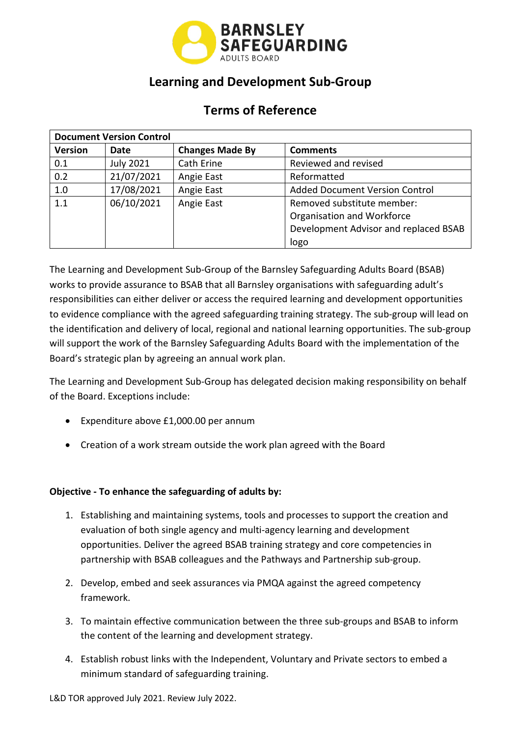# Learning and Development Sub-Group

## Terms of Reference

| Document Version Control | | | |
|---|---|---|---|
| **Version** | **Date** | **Changes Made By** | **Comments** |
| 0.1 | July 2021 | Cath Erine | Reviewed and revised |
| 0.2 | 21/07/2021 | Angie East | Reformatted |
| 1.0 | 17/08/2021 | Angie East | Added Document Version Control |
| 1.1 | 06/10/2021 | Angie East | Removed substitute member: Organisation and Workforce Development Advisor and replaced BSAB logo |

The Learning and Development Sub-Group of the Barnsley Safeguarding Adults Board (BSAB) works to provide assurance to BSAB that all Barnsley organisations with safeguarding adult's responsibilities can either deliver or access the required learning and development opportunities to evidence compliance with the agreed safeguarding training strategy. The sub-group will lead on the identification and delivery of local, regional and national learning opportunities. The sub-group will support the work of the Barnsley Safeguarding Adults Board with the implementation of the Board's strategic plan by agreeing an annual work plan.

The Learning and Development Sub-Group has delegated decision making responsibility on behalf of the Board. Exceptions include:

- Expenditure above £1,000.00 per annum
- Creation of a work stream outside the work plan agreed with the Board

**Objective - To enhance the safeguarding of adults by:**

1. Establishing and maintaining systems, tools and processes to support the creation and evaluation of both single agency and multi-agency learning and development opportunities. Deliver the agreed BSAB training strategy and core competencies in partnership with BSAB colleagues and the Pathways and Partnership sub-group.
2. Develop, embed and seek assurances via PMQA against the agreed competency framework.
3. To maintain effective communication between the three sub-groups and BSAB to inform the content of the learning and development strategy.
4. Establish robust links with the Independent, Voluntary and Private sectors to embed a minimum standard of safeguarding training.

L&D TOR approved July 2021. Review July 2022.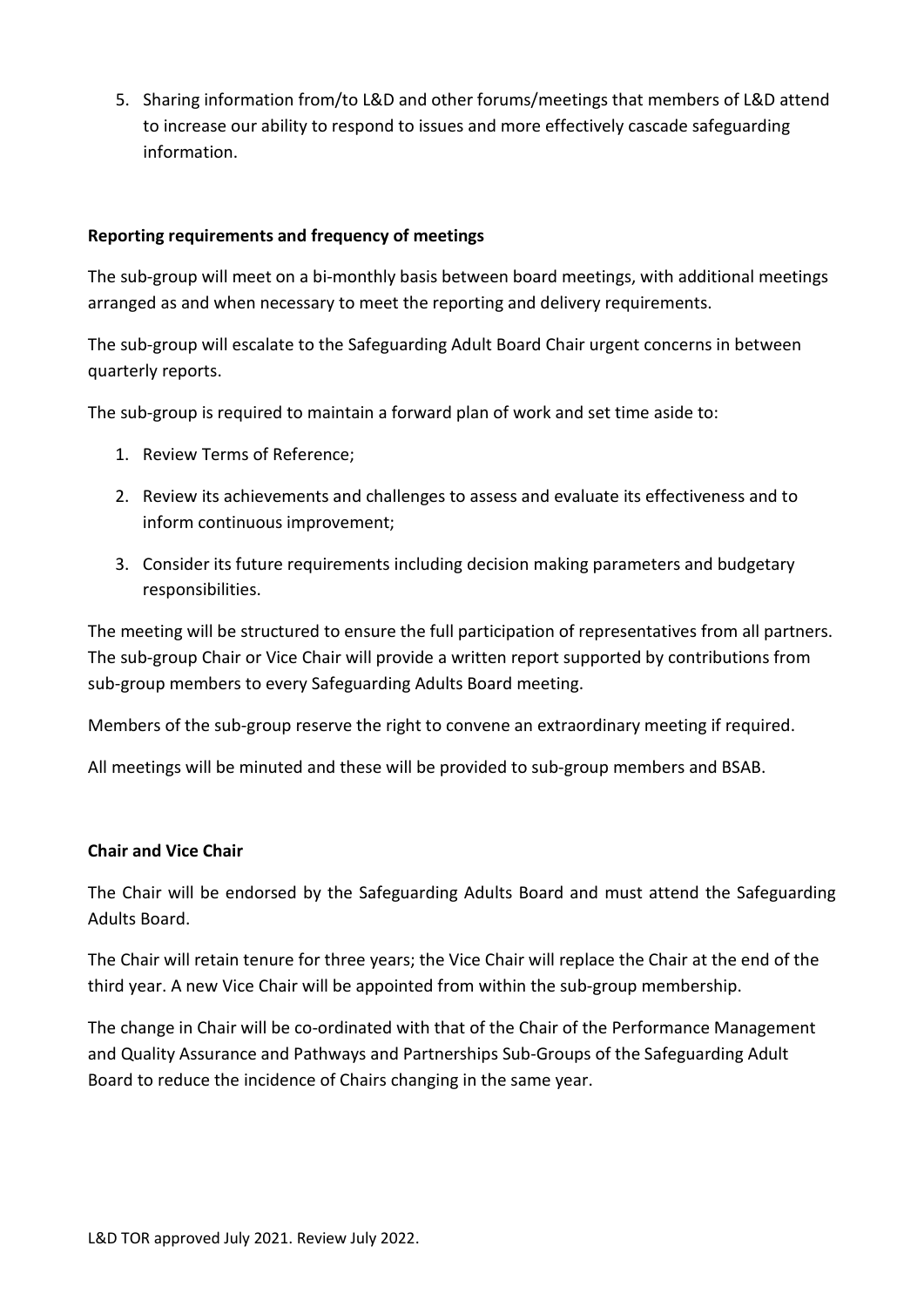5. Sharing information from/to L&D and other forums/meetings that members of L&D attend to increase our ability to respond to issues and more effectively cascade safeguarding information.

**Reporting requirements and frequency of meetings**

The sub-group will meet on a bi-monthly basis between board meetings, with additional meetings arranged as and when necessary to meet the reporting and delivery requirements.

The sub-group will escalate to the Safeguarding Adult Board Chair urgent concerns in between quarterly reports.

The sub-group is required to maintain a forward plan of work and set time aside to:

1. Review Terms of Reference;
2. Review its achievements and challenges to assess and evaluate its effectiveness and to inform continuous improvement;
3. Consider its future requirements including decision making parameters and budgetary responsibilities.

The meeting will be structured to ensure the full participation of representatives from all partners. The sub-group Chair or Vice Chair will provide a written report supported by contributions from sub-group members to every Safeguarding Adults Board meeting.

Members of the sub-group reserve the right to convene an extraordinary meeting if required.

All meetings will be minuted and these will be provided to sub-group members and BSAB.

**Chair and Vice Chair**

The Chair will be endorsed by the Safeguarding Adults Board and must attend the Safeguarding Adults Board.

The Chair will retain tenure for three years; the Vice Chair will replace the Chair at the end of the third year. A new Vice Chair will be appointed from within the sub-group membership.

The change in Chair will be co-ordinated with that of the Chair of the Performance Management and Quality Assurance and Pathways and Partnerships Sub-Groups of the Safeguarding Adult Board to reduce the incidence of Chairs changing in the same year.

L&D TOR approved July 2021. Review July 2022.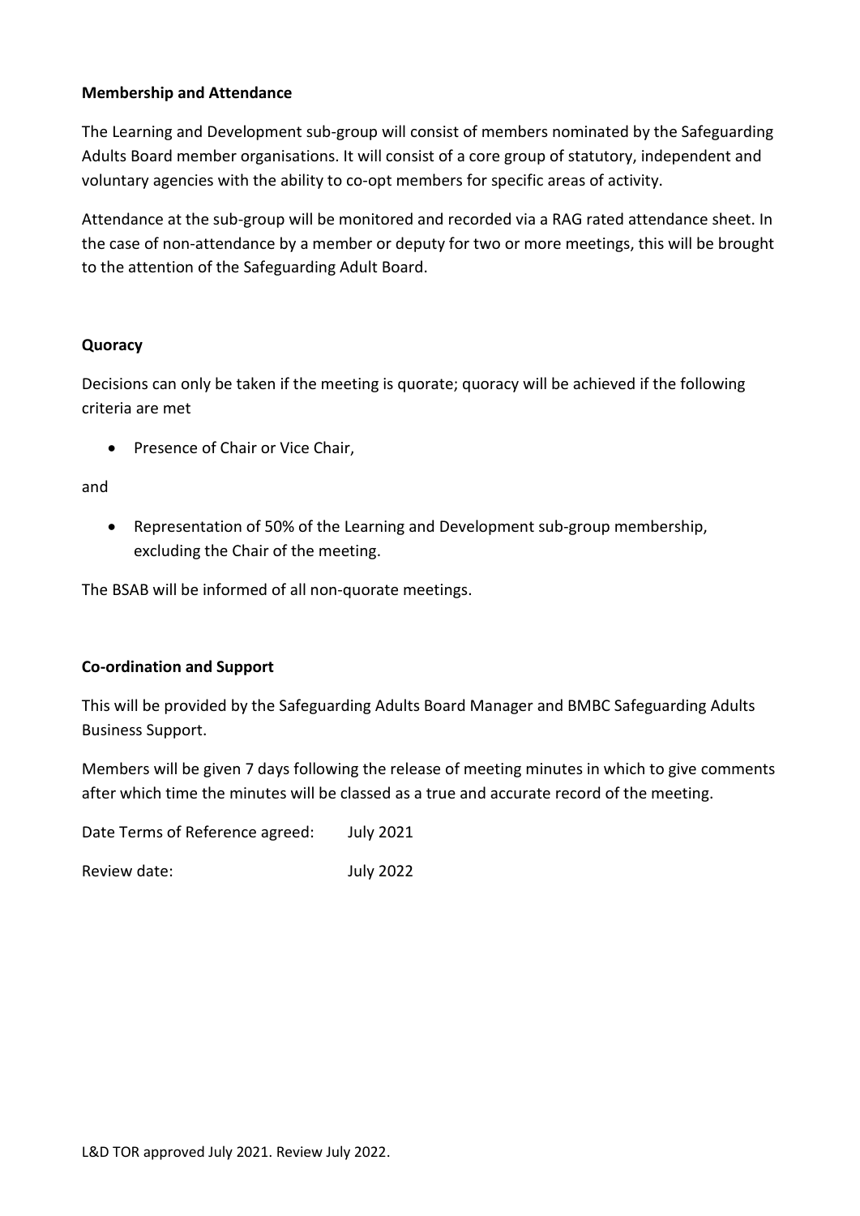**Membership and Attendance**

The Learning and Development sub-group will consist of members nominated by the Safeguarding Adults Board member organisations. It will consist of a core group of statutory, independent and voluntary agencies with the ability to co-opt members for specific areas of activity.

Attendance at the sub-group will be monitored and recorded via a RAG rated attendance sheet. In the case of non-attendance by a member or deputy for two or more meetings, this will be brought to the attention of the Safeguarding Adult Board.

**Quoracy**

Decisions can only be taken if the meeting is quorate; quoracy will be achieved if the following criteria are met

- Presence of Chair or Vice Chair,

and

- Representation of 50% of the Learning and Development sub-group membership, excluding the Chair of the meeting.

The BSAB will be informed of all non-quorate meetings.

**Co-ordination and Support**

This will be provided by the Safeguarding Adults Board Manager and BMBC Safeguarding Adults Business Support.

Members will be given 7 days following the release of meeting minutes in which to give comments after which time the minutes will be classed as a true and accurate record of the meeting.

Date Terms of Reference agreed: July 2021

Review date: July 2022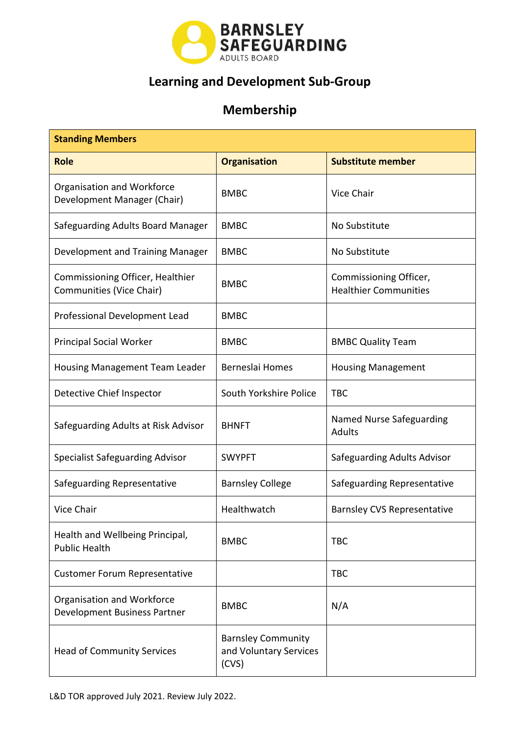BARNSLEY SAFEGUARDING ADULTS BOARD

## Learning and Development Sub-Group

## Membership

| **Standing Members** | | |
|---|---|---|
| **Role** | **Organisation** | **Substitute member** |
| Organisation and Workforce Development Manager (Chair) | BMBC | Vice Chair |
| Safeguarding Adults Board Manager | BMBC | No Substitute |
| Development and Training Manager | BMBC | No Substitute |
| Commissioning Officer, Healthier Communities (Vice Chair) | BMBC | Commissioning Officer, Healthier Communities |
| Professional Development Lead | BMBC | |
| Principal Social Worker | BMBC | BMBC Quality Team |
| Housing Management Team Leader | Berneslai Homes | Housing Management |
| Detective Chief Inspector | South Yorkshire Police | TBC |
| Safeguarding Adults at Risk Advisor | BHNFT | Named Nurse Safeguarding Adults |
| Specialist Safeguarding Advisor | SWYPFT | Safeguarding Adults Advisor |
| Safeguarding Representative | Barnsley College | Safeguarding Representative |
| Vice Chair | Healthwatch | Barnsley CVS Representative |
| Health and Wellbeing Principal, Public Health | BMBC | TBC |
| Customer Forum Representative | | TBC |
| Organisation and Workforce Development Business Partner | BMBC | N/A |
| Head of Community Services | Barnsley Community and Voluntary Services (CVS) | |

L&D TOR approved July 2021. Review July 2022.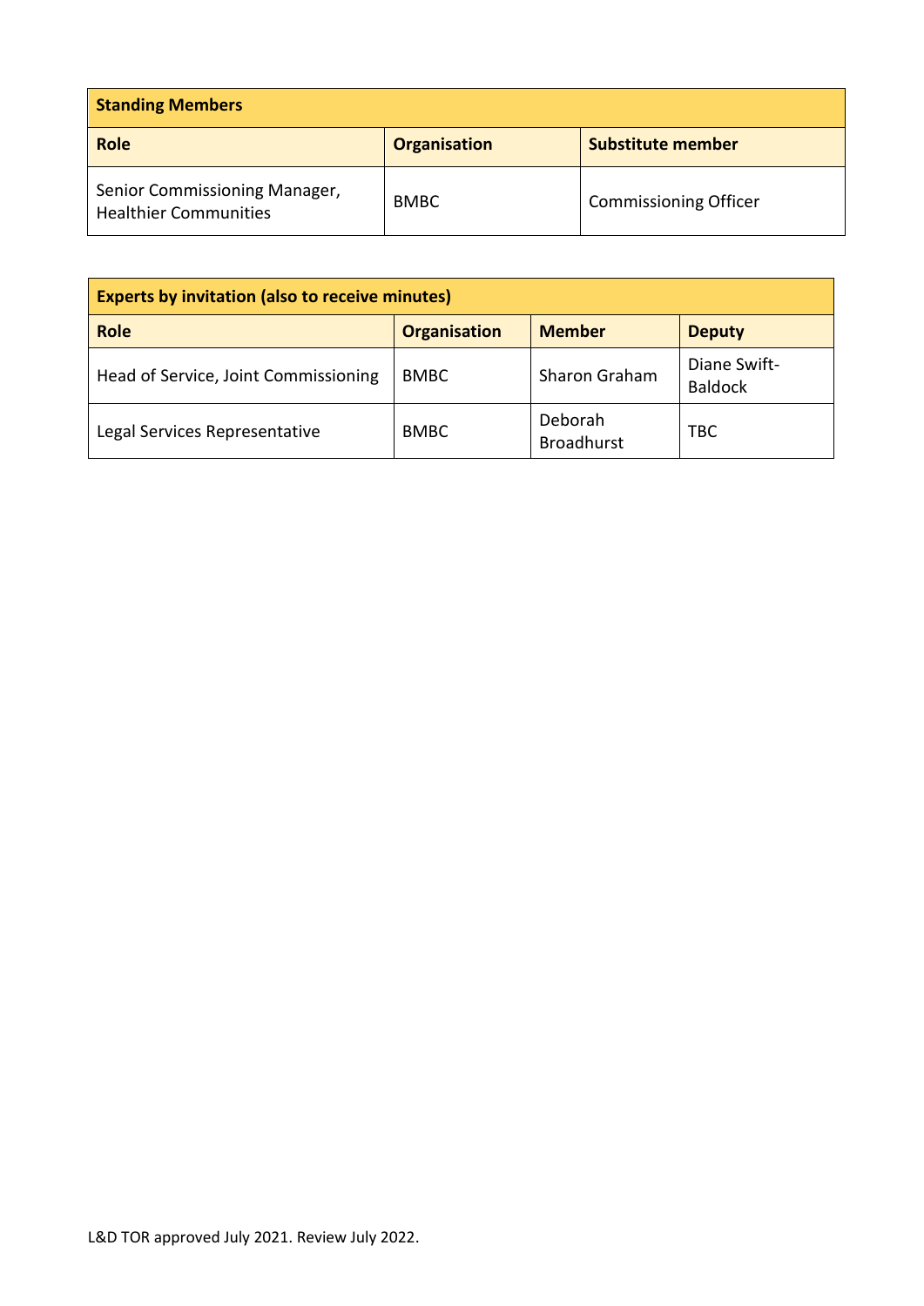| Standing Members | | |
|---|---|---|
| **Role** | **Organisation** | **Substitute member** |
| Senior Commissioning Manager, Healthier Communities | BMBC | Commissioning Officer |

| Experts by invitation (also to receive minutes) | | | |
|---|---|---|---|
| **Role** | **Organisation** | **Member** | **Deputy** |
| Head of Service, Joint Commissioning | BMBC | Sharon Graham | Diane Swift-Baldock |
| Legal Services Representative | BMBC | Deborah Broadhurst | TBC |

L&D TOR approved July 2021. Review July 2022.